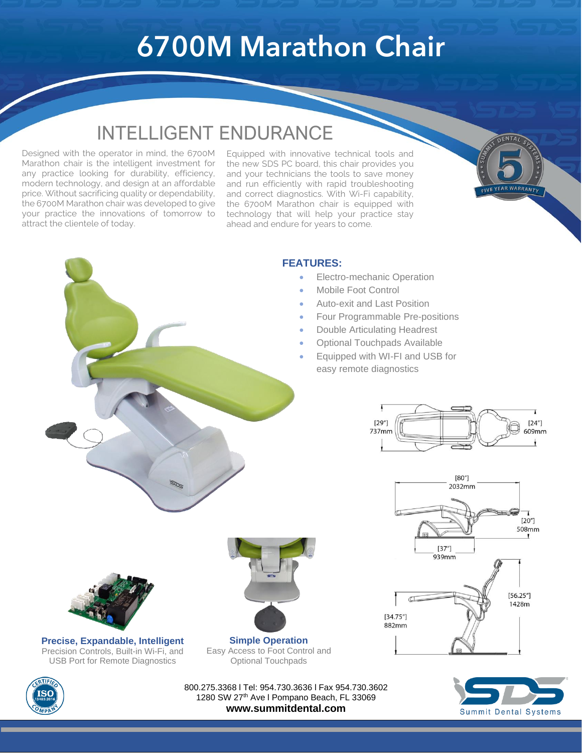# 6700M Marathon Chair

## INTELLIGENT ENDURANCE

Designed with the operator in mind, the 6700M Marathon chair is the intelligent investment for any practice looking for durability, efficiency, modern technology, and design at an affordable price. Without sacrificing quality or dependability, the 6700M Marathon chair was developed to give your practice the innovations of tomorrow to attract the clientele of today.

Equipped with innovative technical tools and the new SDS PC board, this chair provides you and your technicians the tools to save money and run efficiently with rapid troubleshooting and correct diagnostics. With Wi-Fi capability, the 6700M Marathon chair is equipped with technology that will help your practice stay ahead and endure for years to come.

SUMMIT DENTAL SYSTEMS 5 FIVE YEAR WARRANTY

### FEATURES:

- Electro-mechanic Operation
- Mobile Foot Control
- Auto-exit and Last Position
- Four Programmable Pre-positions
- Double Articulating Headrest
- Optional Touchpads Available
- Equipped with WI-FI and USB for easy remote diagnostics

[29"] 737mm

[24"] 609mm

[80"] 2032mm

[20"] 508mm

[37"] 939mm

[56.25"] 1428m

[34.75"] 882mm

**Precise, Expandable, Intelligent**
Precision Controls, Built-in Wi-Fi, and USB Port for Remote Diagnostics

**Simple Operation**
Easy Access to Foot Control and Optional Touchpads

CERTIFIED ISO 13485:2016 COMPANY

800.275.3368 l Tel: 954.730.3636 l Fax 954.730.3602
1280 SW 27th Ave l Pompano Beach, FL 33069
**www.summitdental.com**

SDS Summit Dental Systems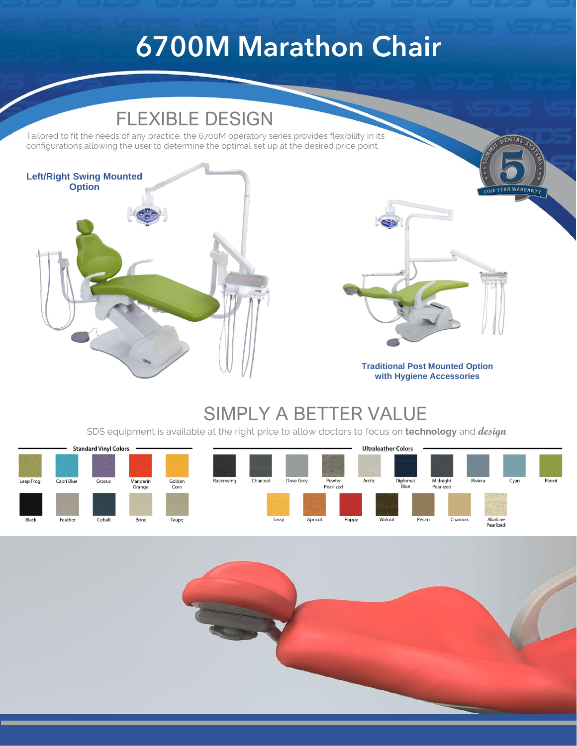# 6700M Marathon Chair

## FLEXIBLE DESIGN

Tailored to fit the needs of any practice, the 6700M operatory series provides flexibility in its configurations allowing the user to determine the optimal set up at the desired price point.

**Left/Right Swing Mounted Option**

SUMMIT DENTAL SYSTEMS 5 FIVE YEAR WARRANTY

**Traditional Post Mounted Option with Hygiene Accessories**

## SIMPLY A BETTER VALUE

SDS equipment is available at the right price to allow doctors to focus on **technology** and ***design***

**Standard Vinyl Colors**

Leap Frog, Capri Blue, Crocus, Mandarin Orange, Golden Corn, Black, Feather, Cobalt, Bone, Taupe

**Ultraleather Colors**

Ravenwing, Charcoal, Dove Grey, Pewter Pearlized, Arctic, Diplomat Blue, Midnight Pearlized, Riviera, Cyan, Parrot, Sassy, Apricot, Poppy, Walnut, Pecan, Chamois, Abalone Pearlized